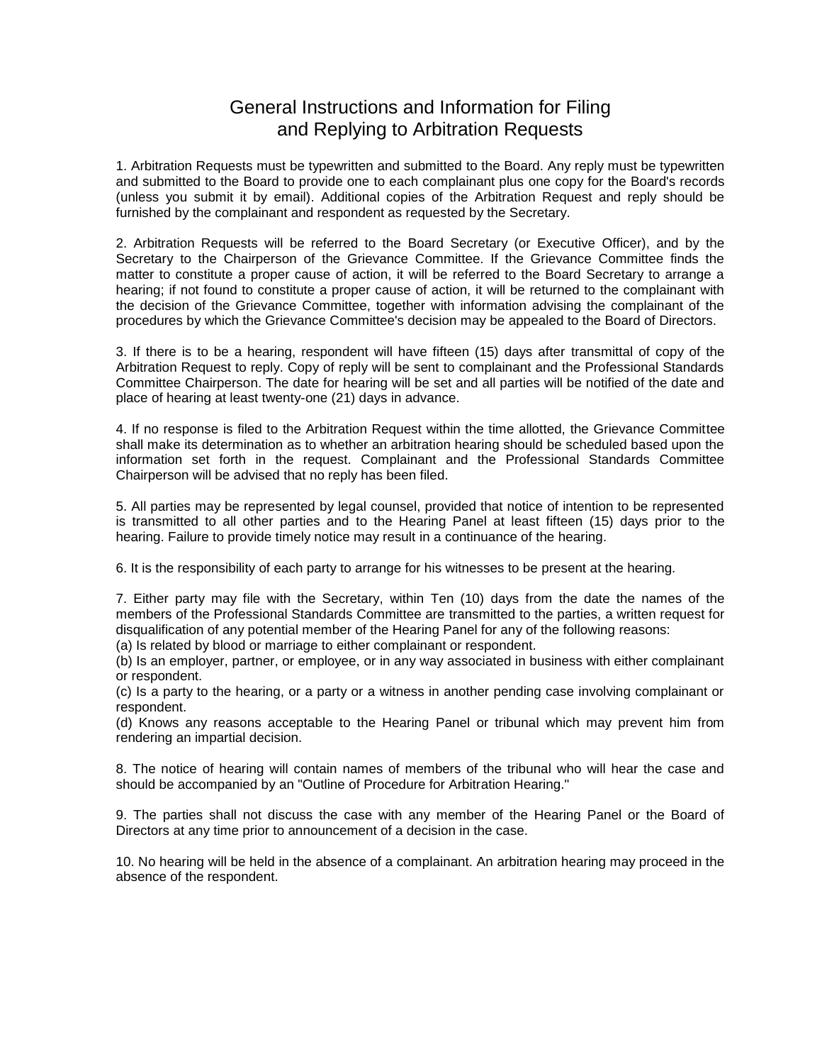# General Instructions and Information for Filing and Replying to Arbitration Requests

1. Arbitration Requests must be typewritten and submitted to the Board. Any reply must be typewritten and submitted to the Board to provide one to each complainant plus one copy for the Board's records (unless you submit it by email). Additional copies of the Arbitration Request and reply should be furnished by the complainant and respondent as requested by the Secretary.

2. Arbitration Requests will be referred to the Board Secretary (or Executive Officer), and by the Secretary to the Chairperson of the Grievance Committee. If the Grievance Committee finds the matter to constitute a proper cause of action, it will be referred to the Board Secretary to arrange a hearing; if not found to constitute a proper cause of action, it will be returned to the complainant with the decision of the Grievance Committee, together with information advising the complainant of the procedures by which the Grievance Committee's decision may be appealed to the Board of Directors.

3. If there is to be a hearing, respondent will have fifteen (15) days after transmittal of copy of the Arbitration Request to reply. Copy of reply will be sent to complainant and the Professional Standards Committee Chairperson. The date for hearing will be set and all parties will be notified of the date and place of hearing at least twenty-one (21) days in advance.

4. If no response is filed to the Arbitration Request within the time allotted, the Grievance Committee shall make its determination as to whether an arbitration hearing should be scheduled based upon the information set forth in the request. Complainant and the Professional Standards Committee Chairperson will be advised that no reply has been filed.

5. All parties may be represented by legal counsel, provided that notice of intention to be represented is transmitted to all other parties and to the Hearing Panel at least fifteen (15) days prior to the hearing. Failure to provide timely notice may result in a continuance of the hearing.

6. It is the responsibility of each party to arrange for his witnesses to be present at the hearing.

7. Either party may file with the Secretary, within Ten (10) days from the date the names of the members of the Professional Standards Committee are transmitted to the parties, a written request for disqualification of any potential member of the Hearing Panel for any of the following reasons:
(a) Is related by blood or marriage to either complainant or respondent.
(b) Is an employer, partner, or employee, or in any way associated in business with either complainant or respondent.
(c) Is a party to the hearing, or a party or a witness in another pending case involving complainant or respondent.
(d) Knows any reasons acceptable to the Hearing Panel or tribunal which may prevent him from rendering an impartial decision.

8. The notice of hearing will contain names of members of the tribunal who will hear the case and should be accompanied by an "Outline of Procedure for Arbitration Hearing."

9. The parties shall not discuss the case with any member of the Hearing Panel or the Board of Directors at any time prior to announcement of a decision in the case.

10. No hearing will be held in the absence of a complainant. An arbitration hearing may proceed in the absence of the respondent.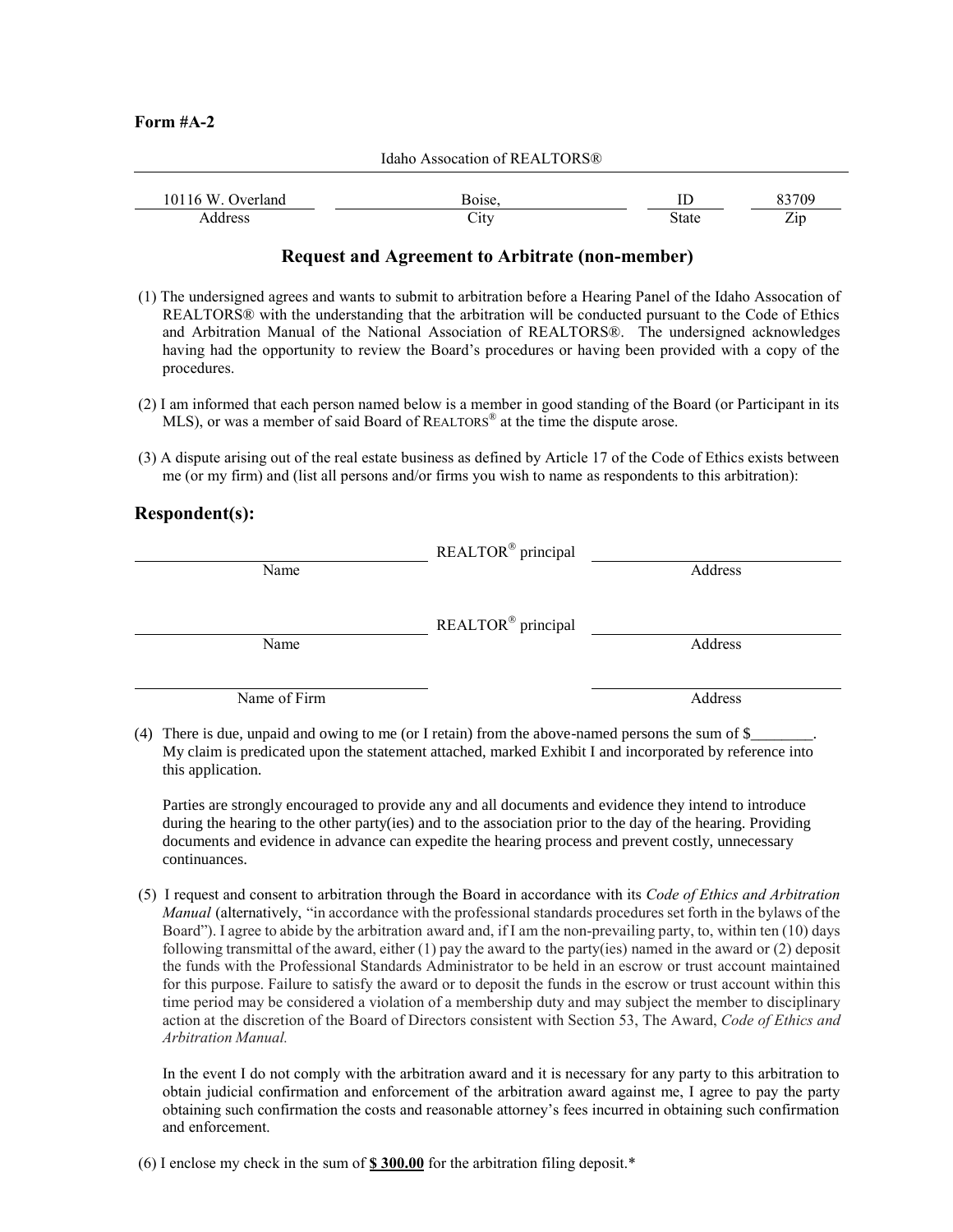**Form #A-2**

Idaho Assocation of REALTORS®

| 10116 W. Overland | Boise, | ID | 83709 |
|---|---|---|---|
| Address | City | State | Zip |

## Request and Agreement to Arbitrate (non-member)

(1) The undersigned agrees and wants to submit to arbitration before a Hearing Panel of the Idaho Association of REALTORS® with the understanding that the arbitration will be conducted pursuant to the Code of Ethics and Arbitration Manual of the National Association of REALTORS®. The undersigned acknowledges having had the opportunity to review the Board's procedures or having been provided with a copy of the procedures.

(2) I am informed that each person named below is a member in good standing of the Board (or Participant in its MLS), or was a member of said Board of REALTORS® at the time the dispute arose.

(3) A dispute arising out of the real estate business as defined by Article 17 of the Code of Ethics exists between me (or my firm) and (list all persons and/or firms you wish to name as respondents to this arbitration):

## Respondent(s):

_________________________ REALTOR® principal _________________________
Name                                                                                    Address

_________________________ REALTOR® principal _________________________
Name                                                                                    Address

_________________________                                    _________________________
Name of Firm                                                                          Address

(4) There is due, unpaid and owing to me (or I retain) from the above-named persons the sum of $________. My claim is predicated upon the statement attached, marked Exhibit I and incorporated by reference into this application.

Parties are strongly encouraged to provide any and all documents and evidence they intend to introduce during the hearing to the other party(ies) and to the association prior to the day of the hearing. Providing documents and evidence in advance can expedite the hearing process and prevent costly, unnecessary continuances.

(5) I request and consent to arbitration through the Board in accordance with its *Code of Ethics and Arbitration Manual* (alternatively, "in accordance with the professional standards procedures set forth in the bylaws of the Board"). I agree to abide by the arbitration award and, if I am the non-prevailing party, to, within ten (10) days following transmittal of the award, either (1) pay the award to the party(ies) named in the award or (2) deposit the funds with the Professional Standards Administrator to be held in an escrow or trust account maintained for this purpose. Failure to satisfy the award or to deposit the funds in the escrow or trust account within this time period may be considered a violation of a membership duty and may subject the member to disciplinary action at the discretion of the Board of Directors consistent with Section 53, The Award, *Code of Ethics and Arbitration Manual.*

In the event I do not comply with the arbitration award and it is necessary for any party to this arbitration to obtain judicial confirmation and enforcement of the arbitration award against me, I agree to pay the party obtaining such confirmation the costs and reasonable attorney's fees incurred in obtaining such confirmation and enforcement.

(6) I enclose my check in the sum of **$ 300.00** for the arbitration filing deposit.*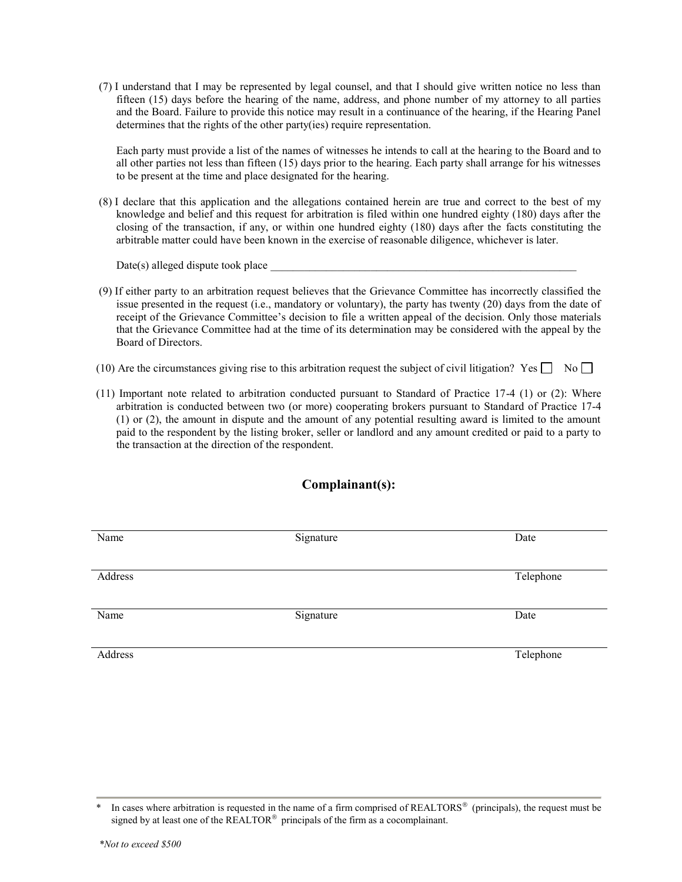(7) I understand that I may be represented by legal counsel, and that I should give written notice no less than fifteen (15) days before the hearing of the name, address, and phone number of my attorney to all parties and the Board. Failure to provide this notice may result in a continuance of the hearing, if the Hearing Panel determines that the rights of the other party(ies) require representation.

Each party must provide a list of the names of witnesses he intends to call at the hearing to the Board and to all other parties not less than fifteen (15) days prior to the hearing. Each party shall arrange for his witnesses to be present at the time and place designated for the hearing.

(8) I declare that this application and the allegations contained herein are true and correct to the best of my knowledge and belief and this request for arbitration is filed within one hundred eighty (180) days after the closing of the transaction, if any, or within one hundred eighty (180) days after the facts constituting the arbitrable matter could have been known in the exercise of reasonable diligence, whichever is later.

Date(s) alleged dispute took place ___________________________________________________________

(9) If either party to an arbitration request believes that the Grievance Committee has incorrectly classified the issue presented in the request (i.e., mandatory or voluntary), the party has twenty (20) days from the date of receipt of the Grievance Committee's decision to file a written appeal of the decision. Only those materials that the Grievance Committee had at the time of its determination may be considered with the appeal by the Board of Directors.

(10) Are the circumstances giving rise to this arbitration request the subject of civil litigation? Yes ☐ No ☐

(11) Important note related to arbitration conducted pursuant to Standard of Practice 17-4 (1) or (2): Where arbitration is conducted between two (or more) cooperating brokers pursuant to Standard of Practice 17-4 (1) or (2), the amount in dispute and the amount of any potential resulting award is limited to the amount paid to the respondent by the listing broker, seller or landlord and any amount credited or paid to a party to the transaction at the direction of the respondent.

## Complainant(s):

______________________________________________________________________
Name Signature Date

______________________________________________________________________
Address Telephone

______________________________________________________________________
Name Signature Date

______________________________________________________________________
Address Telephone

---

* In cases where arbitration is requested in the name of a firm comprised of REALTORS® (principals), the request must be signed by at least one of the REALTOR® principals of the firm as a cocomplainant.

*\*Not to exceed $500*